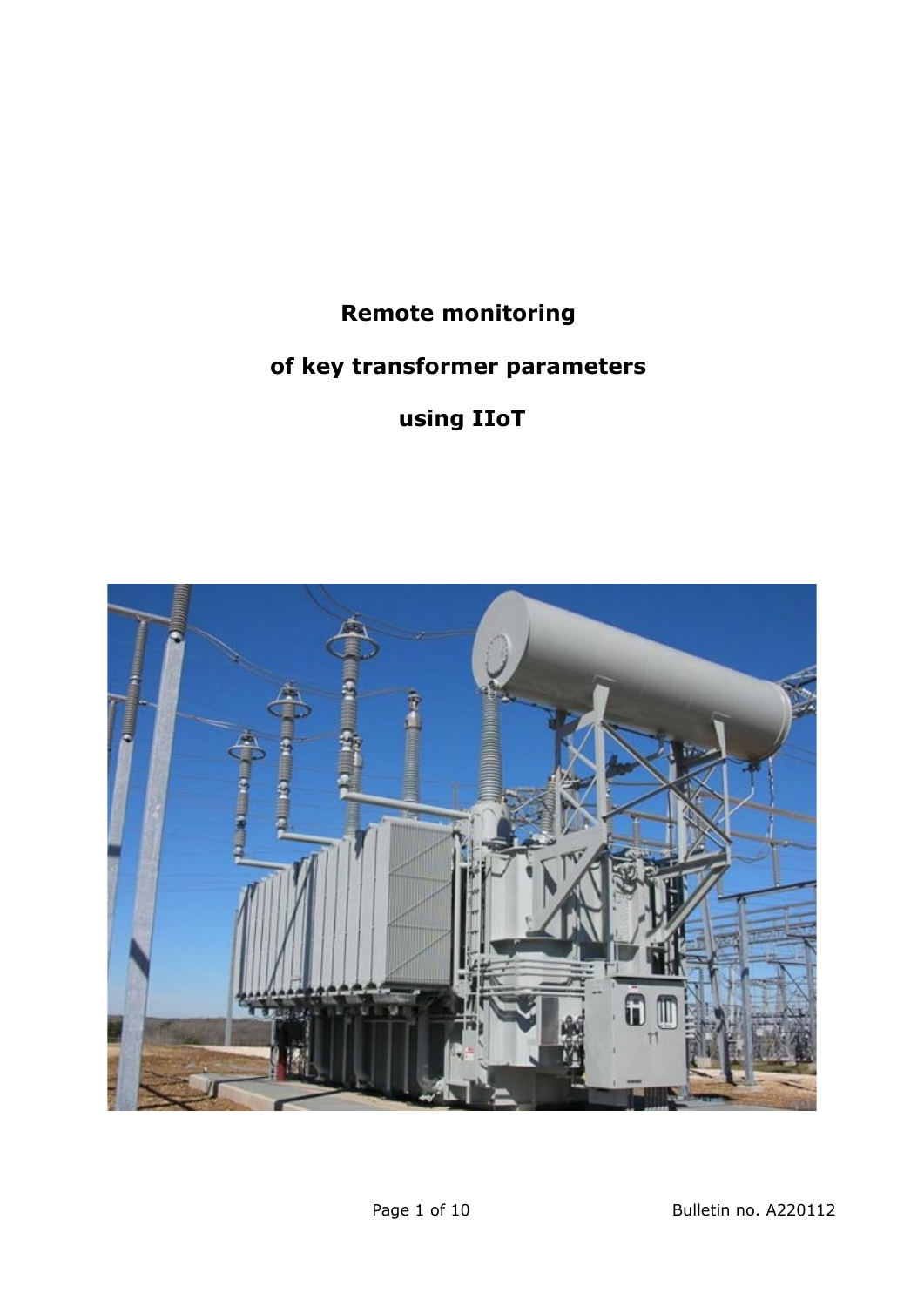# Remote monitoring

# of key transformer parameters

# using IIoT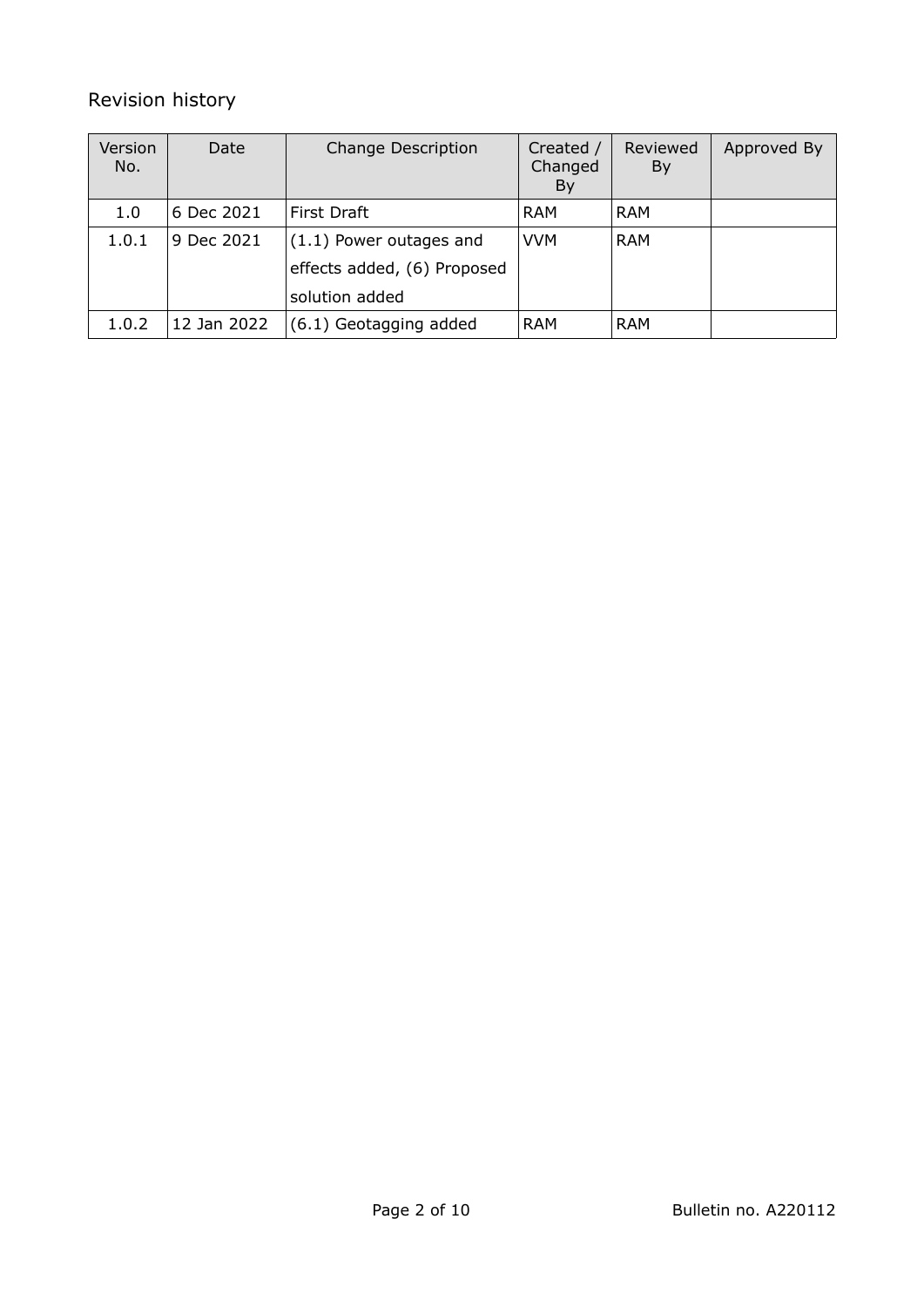## Revision history

| Version No. | Date | Change Description | Created / Changed By | Reviewed By | Approved By |
|---|---|---|---|---|---|
| 1.0 | 6 Dec 2021 | First Draft | RAM | RAM | |
| 1.0.1 | 9 Dec 2021 | (1.1) Power outages and effects added, (6) Proposed solution added | VVM | RAM | |
| 1.0.2 | 12 Jan 2022 | (6.1) Geotagging added | RAM | RAM | |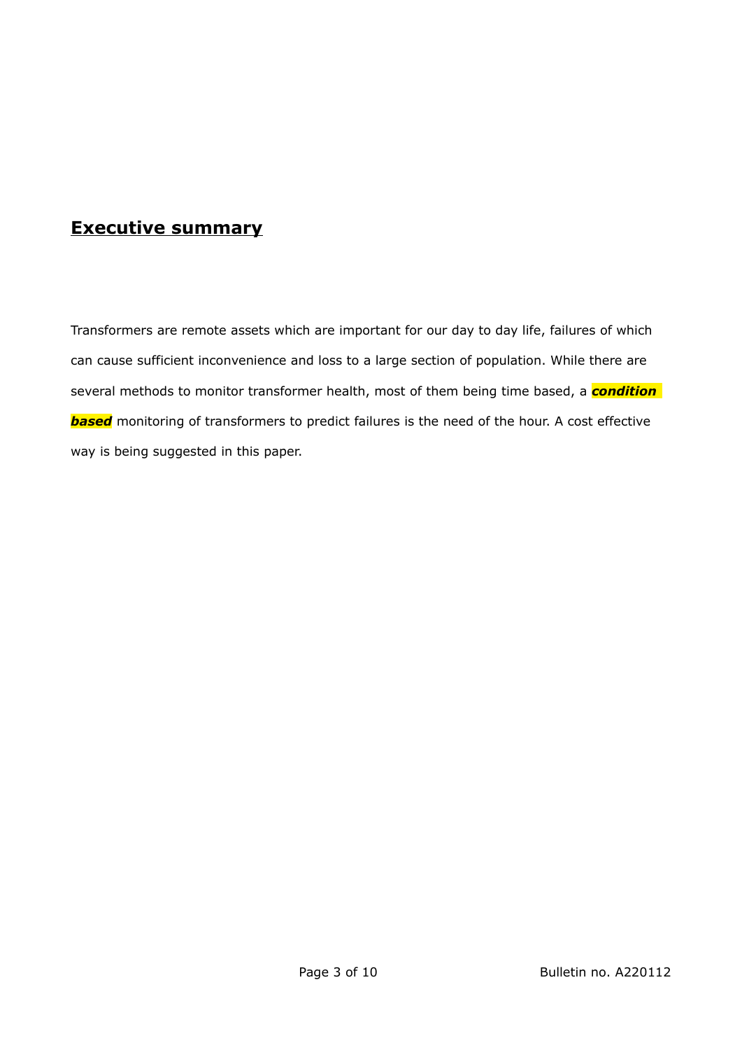## Executive summary

Transformers are remote assets which are important for our day to day life, failures of which can cause sufficient inconvenience and loss to a large section of population. While there are several methods to monitor transformer health, most of them being time based, a ***condition based*** monitoring of transformers to predict failures is the need of the hour. A cost effective way is being suggested in this paper.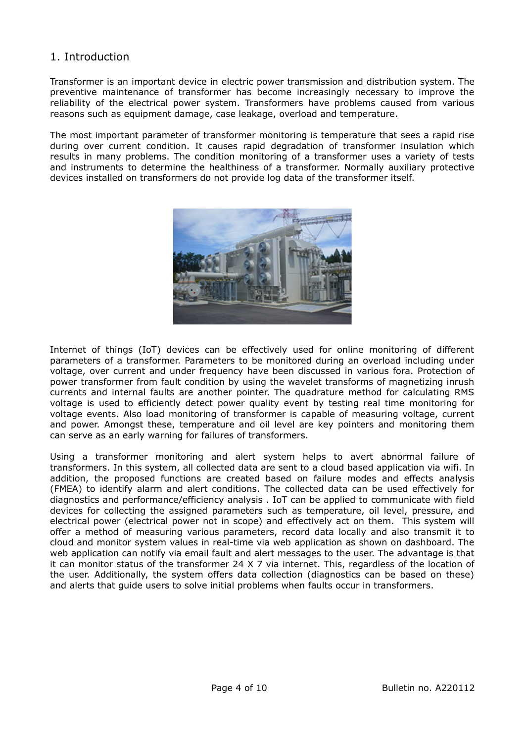# 1. Introduction

Transformer is an important device in electric power transmission and distribution system. The preventive maintenance of transformer has become increasingly necessary to improve the reliability of the electrical power system. Transformers have problems caused from various reasons such as equipment damage, case leakage, overload and temperature.

The most important parameter of transformer monitoring is temperature that sees a rapid rise during over current condition. It causes rapid degradation of transformer insulation which results in many problems. The condition monitoring of a transformer uses a variety of tests and instruments to determine the healthiness of a transformer. Normally auxiliary protective devices installed on transformers do not provide log data of the transformer itself.

Internet of things (IoT) devices can be effectively used for online monitoring of different parameters of a transformer. Parameters to be monitored during an overload including under voltage, over current and under frequency have been discussed in various fora. Protection of power transformer from fault condition by using the wavelet transforms of magnetizing inrush currents and internal faults are another pointer. The quadrature method for calculating RMS voltage is used to efficiently detect power quality event by testing real time monitoring for voltage events. Also load monitoring of transformer is capable of measuring voltage, current and power. Amongst these, temperature and oil level are key pointers and monitoring them can serve as an early warning for failures of transformers.

Using a transformer monitoring and alert system helps to avert abnormal failure of transformers. In this system, all collected data are sent to a cloud based application via wifi. In addition, the proposed functions are created based on failure modes and effects analysis (FMEA) to identify alarm and alert conditions. The collected data can be used effectively for diagnostics and performance/efficiency analysis . IoT can be applied to communicate with field devices for collecting the assigned parameters such as temperature, oil level, pressure, and electrical power (electrical power not in scope) and effectively act on them.  This system will offer a method of measuring various parameters, record data locally and also transmit it to cloud and monitor system values in real-time via web application as shown on dashboard. The web application can notify via email fault and alert messages to the user. The advantage is that it can monitor status of the transformer 24 X 7 via internet. This, regardless of the location of the user. Additionally, the system offers data collection (diagnostics can be based on these) and alerts that guide users to solve initial problems when faults occur in transformers.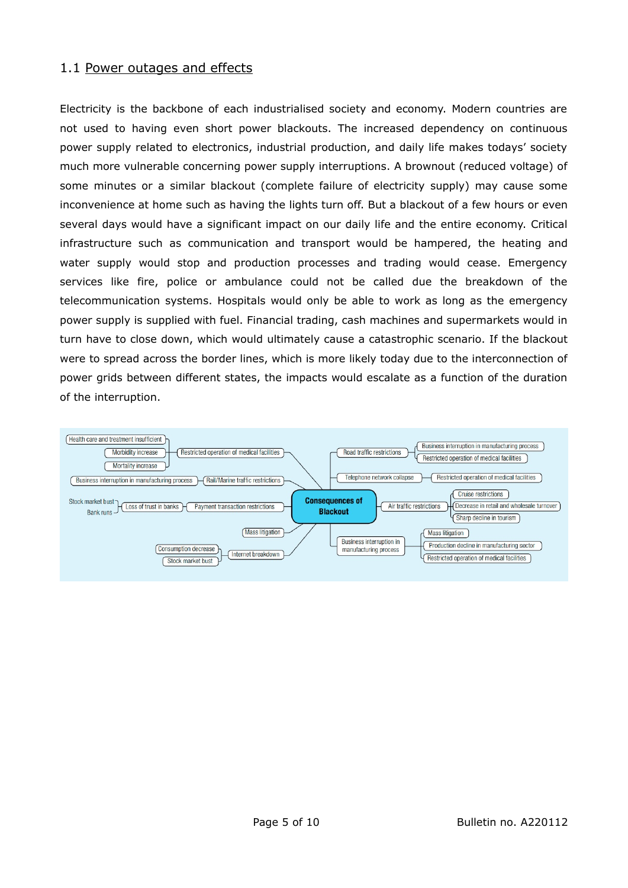## 1.1 Power outages and effects

Electricity is the backbone of each industrialised society and economy. Modern countries are not used to having even short power blackouts. The increased dependency on continuous power supply related to electronics, industrial production, and daily life makes todays' society much more vulnerable concerning power supply interruptions. A brownout (reduced voltage) of some minutes or a similar blackout (complete failure of electricity supply) may cause some inconvenience at home such as having the lights turn off. But a blackout of a few hours or even several days would have a significant impact on our daily life and the entire economy. Critical infrastructure such as communication and transport would be hampered, the heating and water supply would stop and production processes and trading would cease. Emergency services like fire, police or ambulance could not be called due the breakdown of the telecommunication systems. Hospitals would only be able to work as long as the emergency power supply is supplied with fuel. Financial trading, cash machines and supermarkets would in turn have to close down, which would ultimately cause a catastrophic scenario. If the blackout were to spread across the border lines, which is more likely today due to the interconnection of power grids between different states, the impacts would escalate as a function of the duration of the interruption.

**Consequences of Blackout**

- Restricted operation of medical facilities
  - Health care and treatment insufficient
  - Morbidity increase
  - Mortality increase
- Rail/Marine traffic restrictions
  - Business interruption in manufacturing process
- Payment transaction restrictions
  - Loss of trust in banks
    - Stock market bust
    - Bank runs
- Mass litigation
- Internet breakdown
  - Consumption decrease
  - Stock market bust
- Road traffic restrictions
  - Business interruption in manufacturing process
  - Restricted operation of medical facilities
- Telephone network collapse
  - Restricted operation of medical facilities
- Air traffic restrictions
  - Cruise restrictions
  - Decrease in retail and wholesale turnover
  - Sharp decline in tourism
- Business interruption in manufacturing process
  - Mass litigation
  - Production decline in manufacturing sector
  - Restricted operation of medical facilities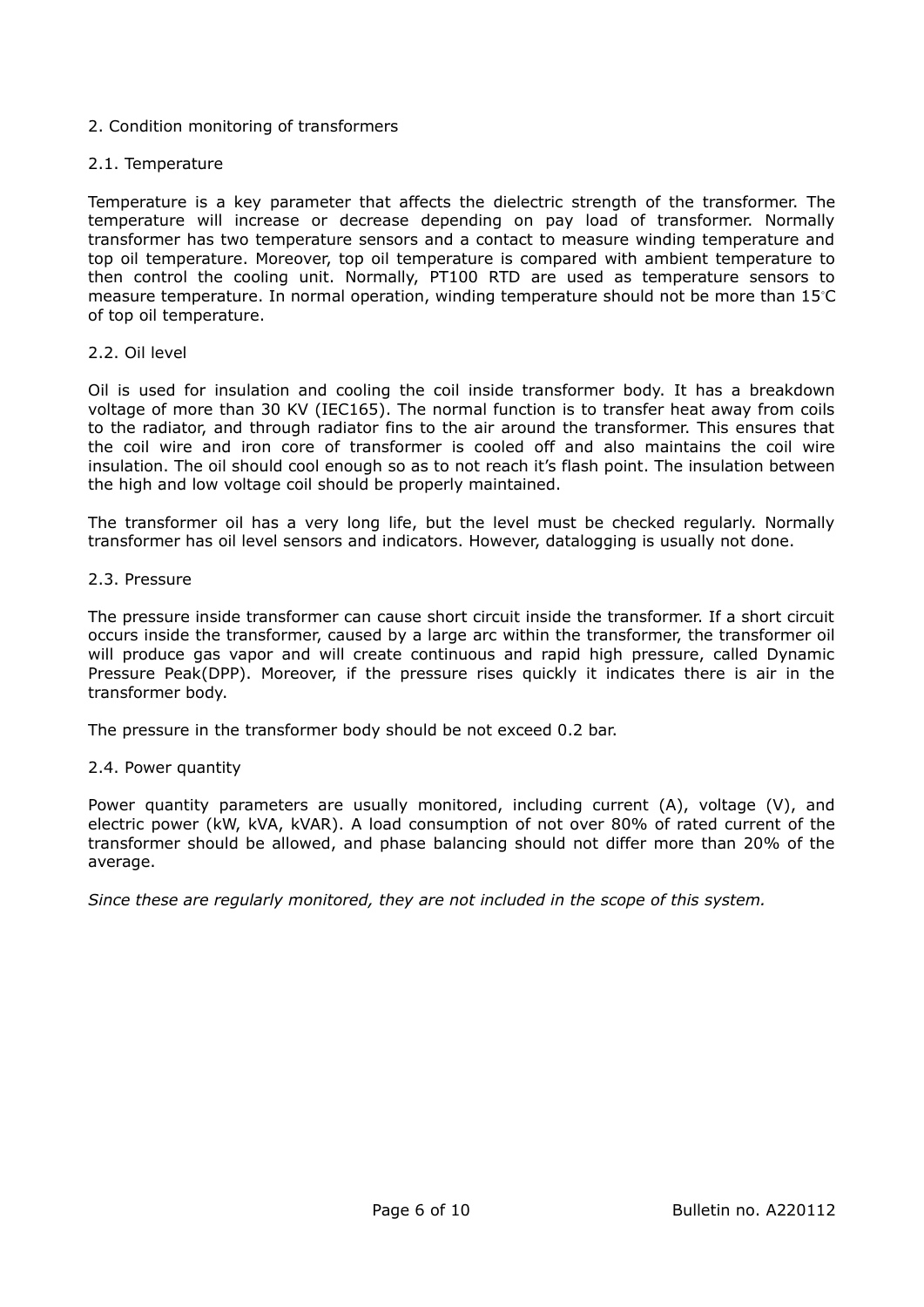## 2. Condition monitoring of transformers

### 2.1. Temperature

Temperature is a key parameter that affects the dielectric strength of the transformer. The temperature will increase or decrease depending on pay load of transformer. Normally transformer has two temperature sensors and a contact to measure winding temperature and top oil temperature. Moreover, top oil temperature is compared with ambient temperature to then control the cooling unit. Normally, PT100 RTD are used as temperature sensors to measure temperature. In normal operation, winding temperature should not be more than 15°C of top oil temperature.

### 2.2. Oil level

Oil is used for insulation and cooling the coil inside transformer body. It has a breakdown voltage of more than 30 KV (IEC165). The normal function is to transfer heat away from coils to the radiator, and through radiator fins to the air around the transformer. This ensures that the coil wire and iron core of transformer is cooled off and also maintains the coil wire insulation. The oil should cool enough so as to not reach it's flash point. The insulation between the high and low voltage coil should be properly maintained.

The transformer oil has a very long life, but the level must be checked regularly. Normally transformer has oil level sensors and indicators. However, datalogging is usually not done.

### 2.3. Pressure

The pressure inside transformer can cause short circuit inside the transformer. If a short circuit occurs inside the transformer, caused by a large arc within the transformer, the transformer oil will produce gas vapor and will create continuous and rapid high pressure, called Dynamic Pressure Peak(DPP). Moreover, if the pressure rises quickly it indicates there is air in the transformer body.

The pressure in the transformer body should be not exceed 0.2 bar.

### 2.4. Power quantity

Power quantity parameters are usually monitored, including current (A), voltage (V), and electric power (kW, kVA, kVAR). A load consumption of not over 80% of rated current of the transformer should be allowed, and phase balancing should not differ more than 20% of the average.

*Since these are regularly monitored, they are not included in the scope of this system.*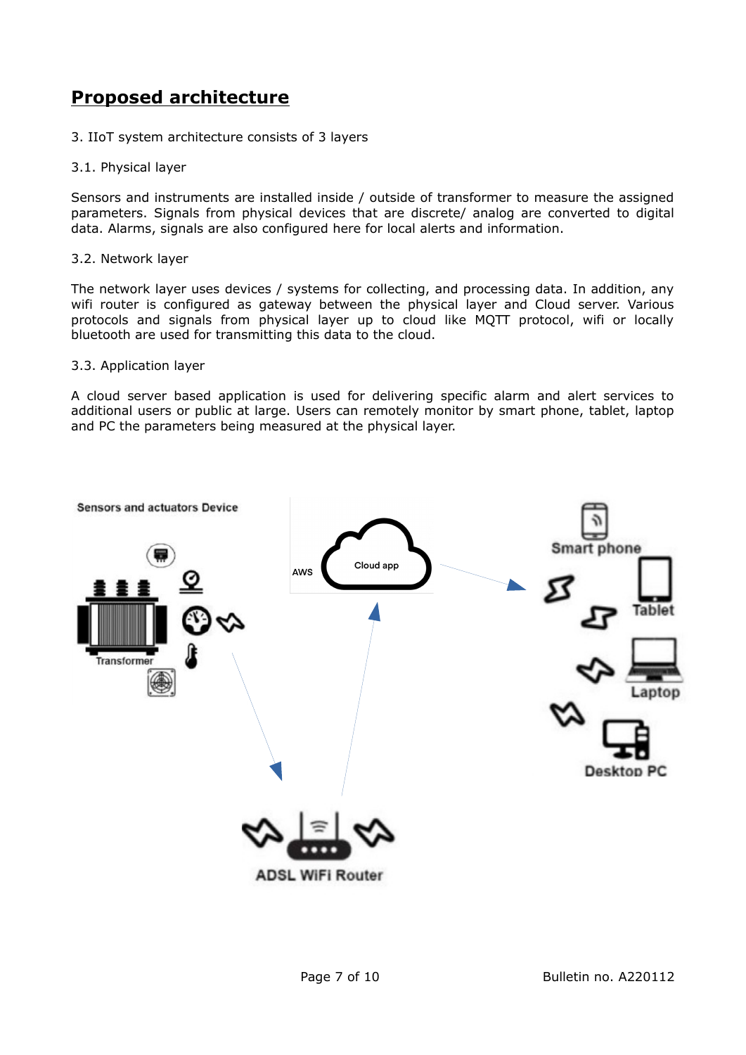## Proposed architecture

3. IIoT system architecture consists of 3 layers

3.1. Physical layer

Sensors and instruments are installed inside / outside of transformer to measure the assigned parameters. Signals from physical devices that are discrete/ analog are converted to digital data. Alarms, signals are also configured here for local alerts and information.

3.2. Network layer

The network layer uses devices / systems for collecting, and processing data. In addition, any wifi router is configured as gateway between the physical layer and Cloud server. Various protocols and signals from physical layer up to cloud like MQTT protocol, wifi or locally bluetooth are used for transmitting this data to the cloud.

3.3. Application layer

A cloud server based application is used for delivering specific alarm and alert services to additional users or public at large. Users can remotely monitor by smart phone, tablet, laptop and PC the parameters being measured at the physical layer.

Sensors and actuators Device

Transformer

AWS

Cloud app

Smart phone

Tablet

Laptop

Desktop PC

ADSL WiFi Router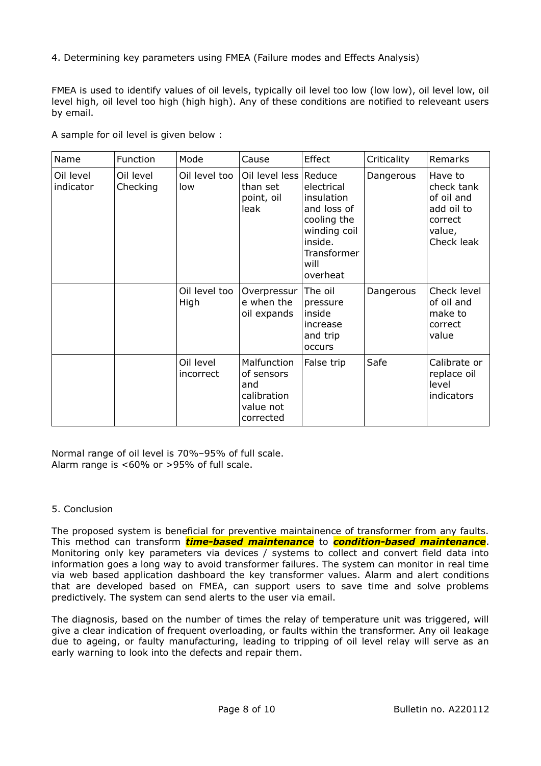## 4. Determining key parameters using FMEA (Failure modes and Effects Analysis)

FMEA is used to identify values of oil levels, typically oil level too low (low low), oil level low, oil level high, oil level too high (high high). Any of these conditions are notified to releveant users by email.

A sample for oil level is given below :

| Name | Function | Mode | Cause | Effect | Criticality | Remarks |
|---|---|---|---|---|---|---|
| Oil level indicator | Oil level Checking | Oil level too low | Oil level less than set point, oil leak | Reduce electrical insulation and loss of cooling the winding coil inside. Transformer will overheat | Dangerous | Have to check tank of oil and add oil to correct value, Check leak |
| | | Oil level too High | Overpressure when the oil expands | The oil pressure inside increase and trip occurs | Dangerous | Check level of oil and make to correct value |
| | | Oil level incorrect | Malfunction of sensors and calibration value not corrected | False trip | Safe | Calibrate or replace oil level indicators |

Normal range of oil level is 70%–95% of full scale.
Alarm range is <60% or >95% of full scale.

## 5. Conclusion

The proposed system is beneficial for preventive maintainence of transformer from any faults. This method can transform ***time-based maintenance*** to ***condition-based maintenance***. Monitoring only key parameters via devices / systems to collect and convert field data into information goes a long way to avoid transformer failures. The system can monitor in real time via web based application dashboard the key transformer values. Alarm and alert conditions that are developed based on FMEA, can support users to save time and solve problems predictively. The system can send alerts to the user via email.

The diagnosis, based on the number of times the relay of temperature unit was triggered, will give a clear indication of frequent overloading, or faults within the transformer. Any oil leakage due to ageing, or faulty manufacturing, leading to tripping of oil level relay will serve as an early warning to look into the defects and repair them.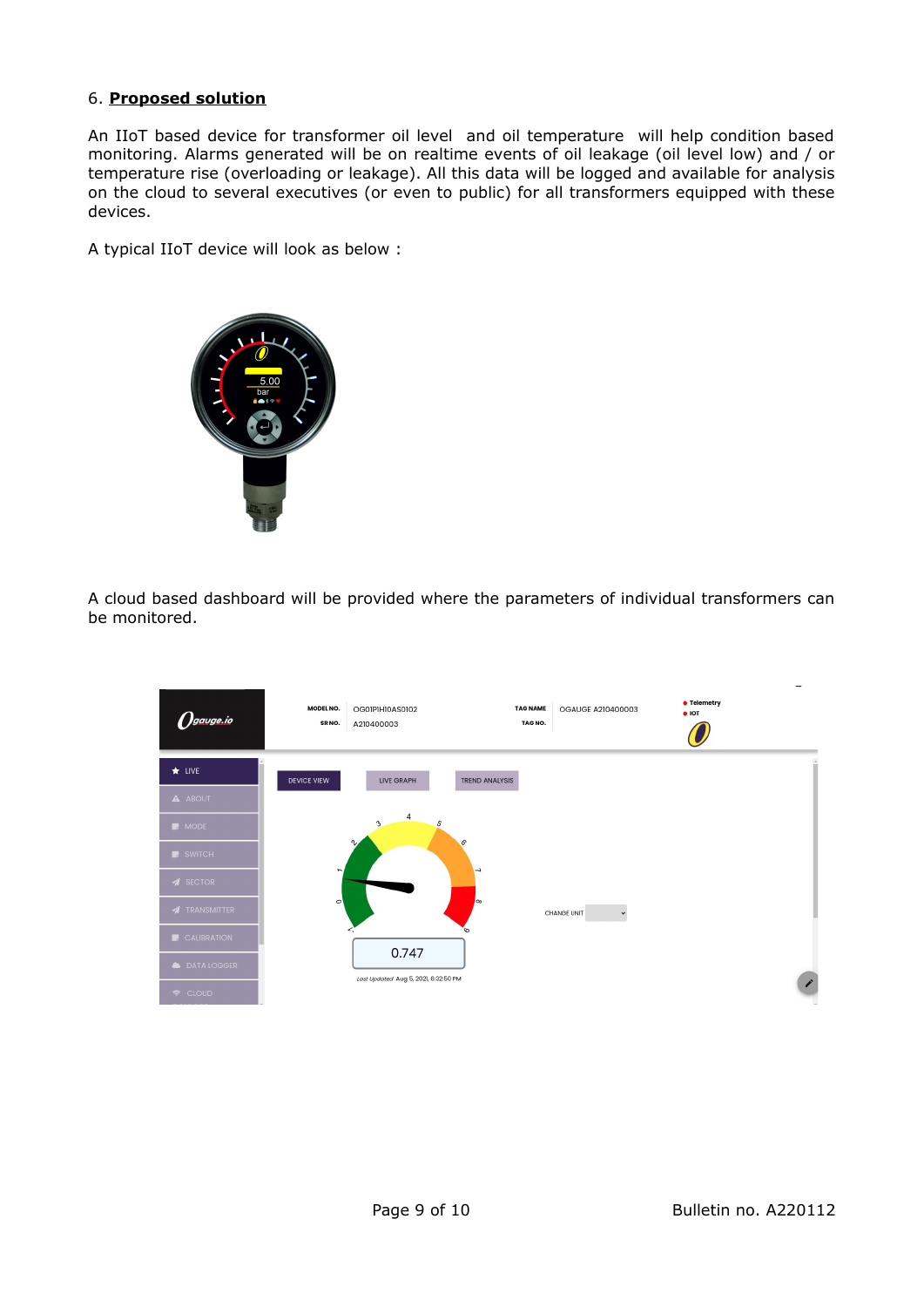6. **Proposed solution**

An IIoT based device for transformer oil level and oil temperature will help condition based monitoring. Alarms generated will be on realtime events of oil leakage (oil level low) and / or temperature rise (overloading or leakage). All this data will be logged and available for analysis on the cloud to several executives (or even to public) for all transformers equipped with these devices.

A typical IIoT device will look as below :

A cloud based dashboard will be provided where the parameters of individual transformers can be monitored.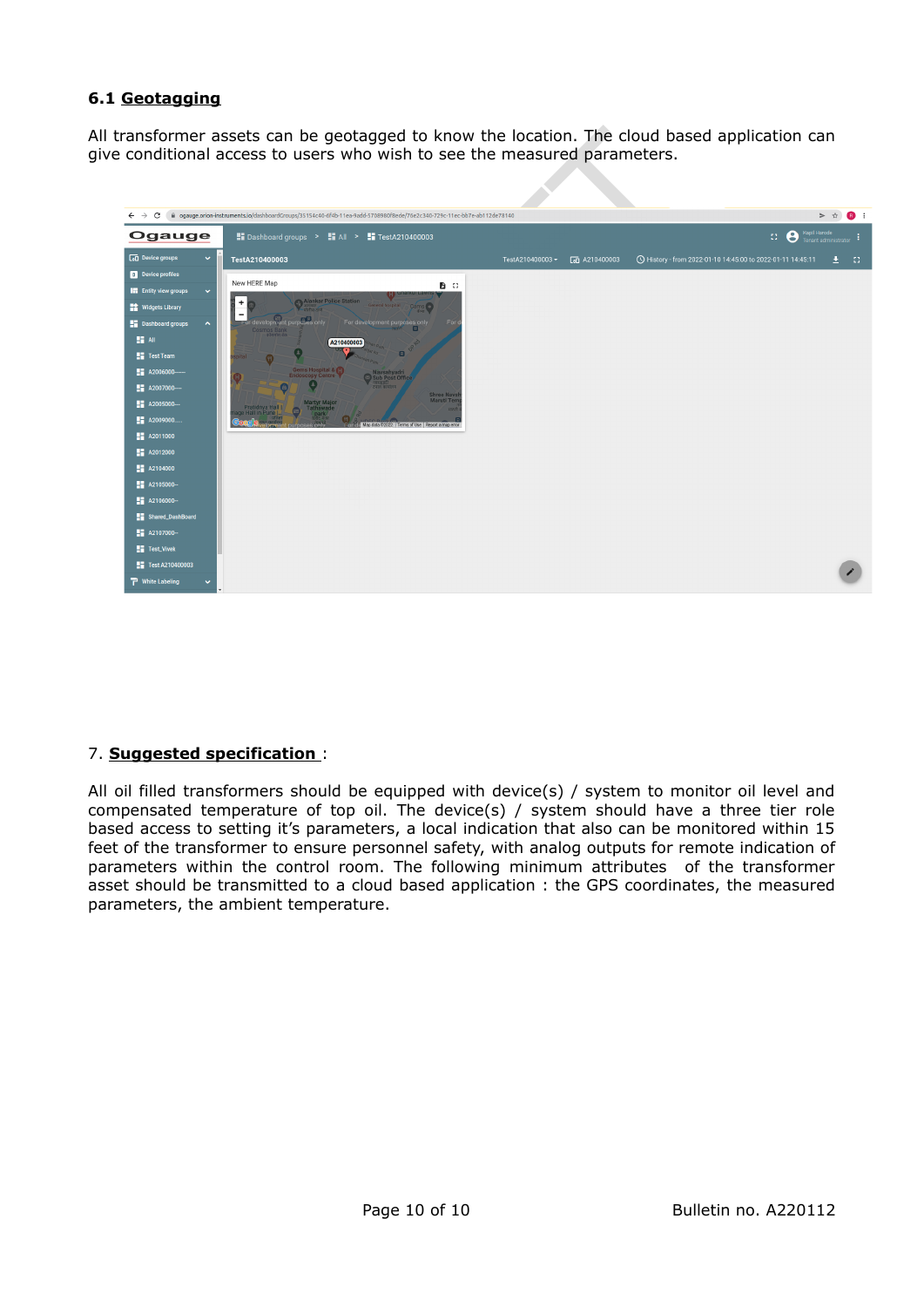## 6.1 Geotagging

All transformer assets can be geotagged to know the location. The cloud based application can give conditional access to users who wish to see the measured parameters.

## 7. Suggested specification :

All oil filled transformers should be equipped with device(s) / system to monitor oil level and compensated temperature of top oil. The device(s) / system should have a three tier role based access to setting it's parameters, a local indication that also can be monitored within 15 feet of the transformer to ensure personnel safety, with analog outputs for remote indication of parameters within the control room. The following minimum attributes of the transformer asset should be transmitted to a cloud based application : the GPS coordinates, the measured parameters, the ambient temperature.

Bulletin no. A220112